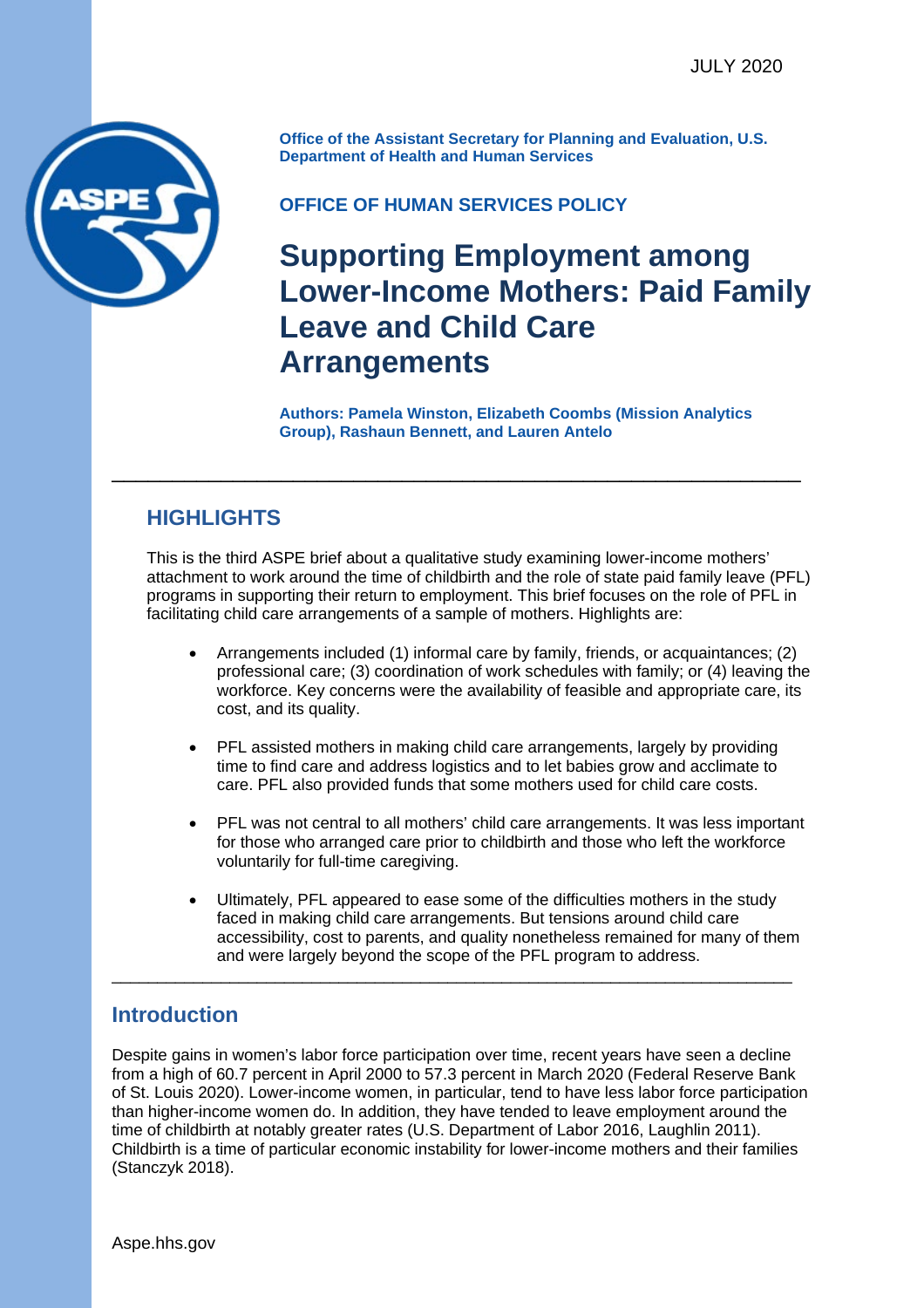JULY 2020

**Office of the Assistant Secretary for Planning and Evaluation, U.S. Department of Health and Human Services**

**OFFICE OF HUMAN SERVICES POLICY**

# Supporting Employment among Lower-Income Mothers: Paid Family Leave and Child Care Arrangements

**Authors: Pamela Winston, Elizabeth Coombs (Mission Analytics Group), Rashaun Bennett, and Lauren Antelo**

## HIGHLIGHTS

This is the third ASPE brief about a qualitative study examining lower-income mothers' attachment to work around the time of childbirth and the role of state paid family leave (PFL) programs in supporting their return to employment. This brief focuses on the role of PFL in facilitating child care arrangements of a sample of mothers. Highlights are:

- Arrangements included (1) informal care by family, friends, or acquaintances; (2) professional care; (3) coordination of work schedules with family; or (4) leaving the workforce. Key concerns were the availability of feasible and appropriate care, its cost, and its quality.
- PFL assisted mothers in making child care arrangements, largely by providing time to find care and address logistics and to let babies grow and acclimate to care. PFL also provided funds that some mothers used for child care costs.
- PFL was not central to all mothers' child care arrangements. It was less important for those who arranged care prior to childbirth and those who left the workforce voluntarily for full-time caregiving.
- Ultimately, PFL appeared to ease some of the difficulties mothers in the study faced in making child care arrangements. But tensions around child care accessibility, cost to parents, and quality nonetheless remained for many of them and were largely beyond the scope of the PFL program to address.

## Introduction

Despite gains in women's labor force participation over time, recent years have seen a decline from a high of 60.7 percent in April 2000 to 57.3 percent in March 2020 (Federal Reserve Bank of St. Louis 2020). Lower-income women, in particular, tend to have less labor force participation than higher-income women do. In addition, they have tended to leave employment around the time of childbirth at notably greater rates (U.S. Department of Labor 2016, Laughlin 2011). Childbirth is a time of particular economic instability for lower-income mothers and their families (Stanczyk 2018).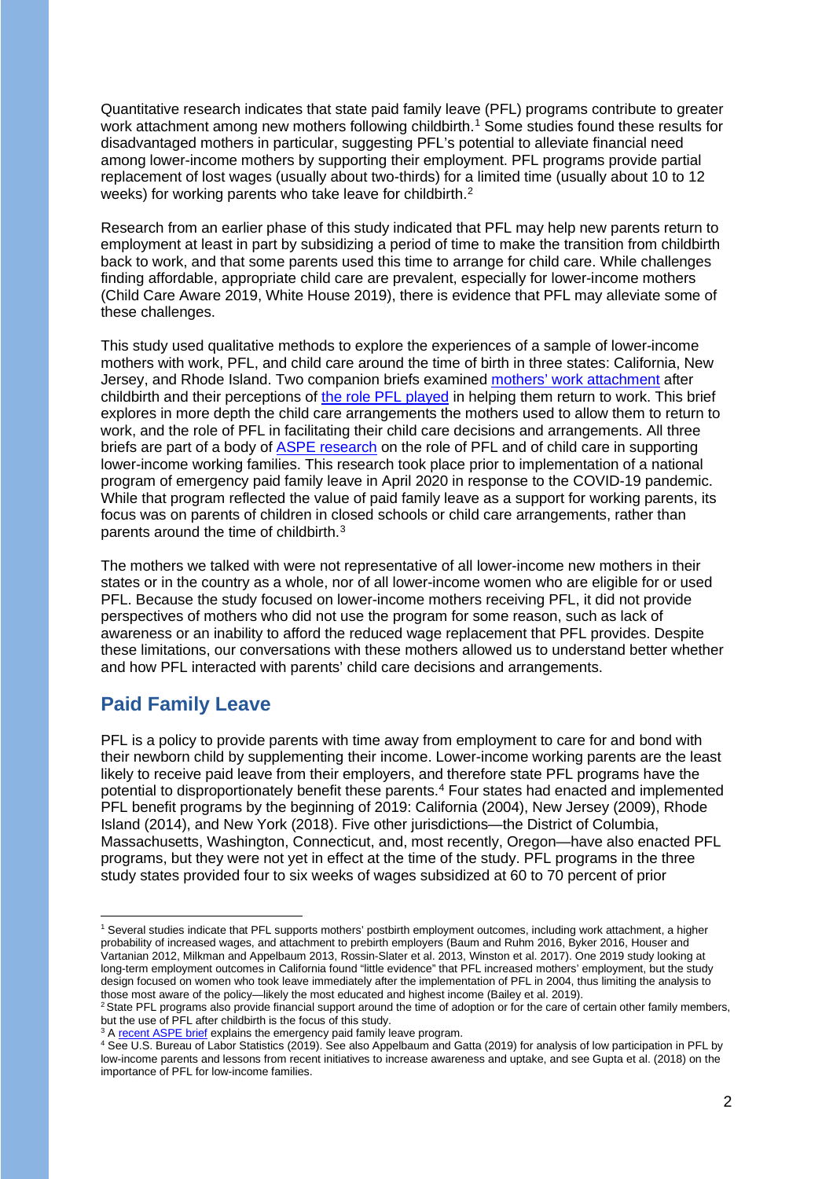Quantitative research indicates that state paid family leave (PFL) programs contribute to greater work attachment among new mothers following childbirth.[1] Some studies found these results for disadvantaged mothers in particular, suggesting PFL's potential to alleviate financial need among lower-income mothers by supporting their employment. PFL programs provide partial replacement of lost wages (usually about two-thirds) for a limited time (usually about 10 to 12 weeks) for working parents who take leave for childbirth.[2]

Research from an earlier phase of this study indicated that PFL may help new parents return to employment at least in part by subsidizing a period of time to make the transition from childbirth back to work, and that some parents used this time to arrange for child care. While challenges finding affordable, appropriate child care are prevalent, especially for lower-income mothers (Child Care Aware 2019, White House 2019), there is evidence that PFL may alleviate some of these challenges.

This study used qualitative methods to explore the experiences of a sample of lower-income mothers with work, PFL, and child care around the time of birth in three states: California, New Jersey, and Rhode Island. Two companion briefs examined [mothers' work attachment] after childbirth and their perceptions of [the role PFL played] in helping them return to work. This brief explores in more depth the child care arrangements the mothers used to allow them to return to work, and the role of PFL in facilitating their child care decisions and arrangements. All three briefs are part of a body of [ASPE research] on the role of PFL and of child care in supporting lower-income working families. This research took place prior to implementation of a national program of emergency paid family leave in April 2020 in response to the COVID-19 pandemic. While that program reflected the value of paid family leave as a support for working parents, its focus was on parents of children in closed schools or child care arrangements, rather than parents around the time of childbirth.[3]

The mothers we talked with were not representative of all lower-income new mothers in their states or in the country as a whole, nor of all lower-income women who are eligible for or used PFL. Because the study focused on lower-income mothers receiving PFL, it did not provide perspectives of mothers who did not use the program for some reason, such as lack of awareness or an inability to afford the reduced wage replacement that PFL provides. Despite these limitations, our conversations with these mothers allowed us to understand better whether and how PFL interacted with parents' child care decisions and arrangements.

## Paid Family Leave

PFL is a policy to provide parents with time away from employment to care for and bond with their newborn child by supplementing their income. Lower-income working parents are the least likely to receive paid leave from their employers, and therefore state PFL programs have the potential to disproportionately benefit these parents.[4] Four states had enacted and implemented PFL benefit programs by the beginning of 2019: California (2004), New Jersey (2009), Rhode Island (2014), and New York (2018). Five other jurisdictions—the District of Columbia, Massachusetts, Washington, Connecticut, and, most recently, Oregon—have also enacted PFL programs, but they were not yet in effect at the time of the study. PFL programs in the three study states provided four to six weeks of wages subsidized at 60 to 70 percent of prior

---

[1] Several studies indicate that PFL supports mothers' postbirth employment outcomes, including work attachment, a higher probability of increased wages, and attachment to prebirth employers (Baum and Ruhm 2016, Byker 2016, Houser and Vartanian 2012, Milkman and Appelbaum 2013, Rossin-Slater et al. 2013, Winston et al. 2017). One 2019 study looking at long-term employment outcomes in California found "little evidence" that PFL increased mothers' employment, but the study design focused on women who took leave immediately after the implementation of PFL in 2004, thus limiting the analysis to those most aware of the policy—likely the most educated and highest income (Bailey et al. 2019).

[2] State PFL programs also provide financial support around the time of adoption or for the care of certain other family members, but the use of PFL after childbirth is the focus of this study.

[3] A [recent ASPE brief] explains the emergency paid family leave program.

[4] See U.S. Bureau of Labor Statistics (2019). See also Appelbaum and Gatta (2019) for analysis of low participation in PFL by low-income parents and lessons from recent initiatives to increase awareness and uptake, and see Gupta et al. (2018) on the importance of PFL for low-income families.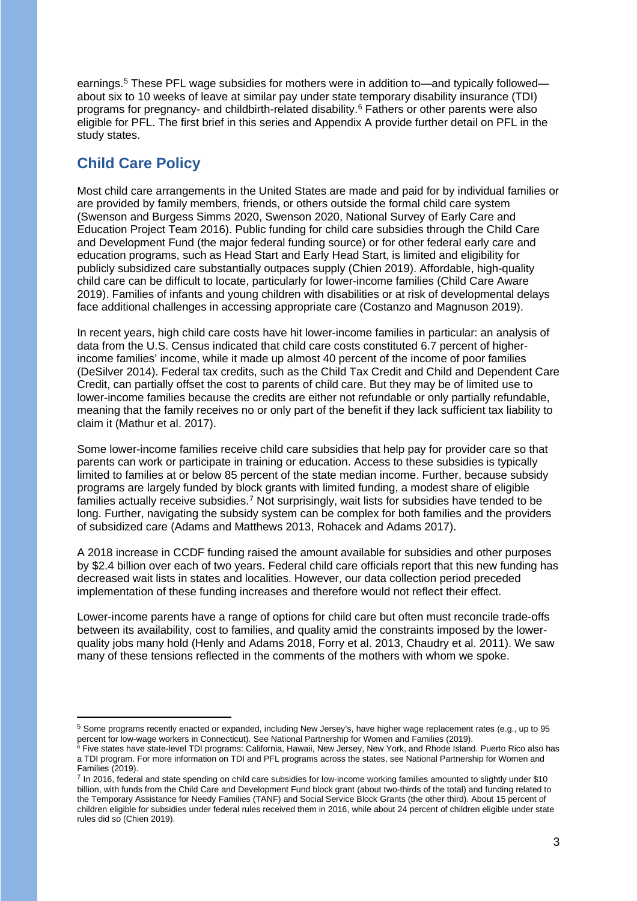earnings.[5] These PFL wage subsidies for mothers were in addition to—and typically followed—about six to 10 weeks of leave at similar pay under state temporary disability insurance (TDI) programs for pregnancy- and childbirth-related disability.[6] Fathers or other parents were also eligible for PFL. The first brief in this series and Appendix A provide further detail on PFL in the study states.

## Child Care Policy

Most child care arrangements in the United States are made and paid for by individual families or are provided by family members, friends, or others outside the formal child care system (Swenson and Burgess Simms 2020, Swenson 2020, National Survey of Early Care and Education Project Team 2016). Public funding for child care subsidies through the Child Care and Development Fund (the major federal funding source) or for other federal early care and education programs, such as Head Start and Early Head Start, is limited and eligibility for publicly subsidized care substantially outpaces supply (Chien 2019). Affordable, high-quality child care can be difficult to locate, particularly for lower-income families (Child Care Aware 2019). Families of infants and young children with disabilities or at risk of developmental delays face additional challenges in accessing appropriate care (Costanzo and Magnuson 2019).

In recent years, high child care costs have hit lower-income families in particular: an analysis of data from the U.S. Census indicated that child care costs constituted 6.7 percent of higher-income families' income, while it made up almost 40 percent of the income of poor families (DeSilver 2014). Federal tax credits, such as the Child Tax Credit and Child and Dependent Care Credit, can partially offset the cost to parents of child care. But they may be of limited use to lower-income families because the credits are either not refundable or only partially refundable, meaning that the family receives no or only part of the benefit if they lack sufficient tax liability to claim it (Mathur et al. 2017).

Some lower-income families receive child care subsidies that help pay for provider care so that parents can work or participate in training or education. Access to these subsidies is typically limited to families at or below 85 percent of the state median income. Further, because subsidy programs are largely funded by block grants with limited funding, a modest share of eligible families actually receive subsidies.[7] Not surprisingly, wait lists for subsidies have tended to be long. Further, navigating the subsidy system can be complex for both families and the providers of subsidized care (Adams and Matthews 2013, Rohacek and Adams 2017).

A 2018 increase in CCDF funding raised the amount available for subsidies and other purposes by $2.4 billion over each of two years. Federal child care officials report that this new funding has decreased wait lists in states and localities. However, our data collection period preceded implementation of these funding increases and therefore would not reflect their effect.

Lower-income parents have a range of options for child care but often must reconcile trade-offs between its availability, cost to families, and quality amid the constraints imposed by the lower-quality jobs many hold (Henly and Adams 2018, Forry et al. 2013, Chaudry et al. 2011). We saw many of these tensions reflected in the comments of the mothers with whom we spoke.

---

[5] Some programs recently enacted or expanded, including New Jersey's, have higher wage replacement rates (e.g., up to 95 percent for low-wage workers in Connecticut). See National Partnership for Women and Families (2019).

[6] Five states have state-level TDI programs: California, Hawaii, New Jersey, New York, and Rhode Island. Puerto Rico also has a TDI program. For more information on TDI and PFL programs across the states, see National Partnership for Women and Families (2019).

[7] In 2016, federal and state spending on child care subsidies for low-income working families amounted to slightly under $10 billion, with funds from the Child Care and Development Fund block grant (about two-thirds of the total) and funding related to the Temporary Assistance for Needy Families (TANF) and Social Service Block Grants (the other third). About 15 percent of children eligible for subsidies under federal rules received them in 2016, while about 24 percent of children eligible under state rules did so (Chien 2019).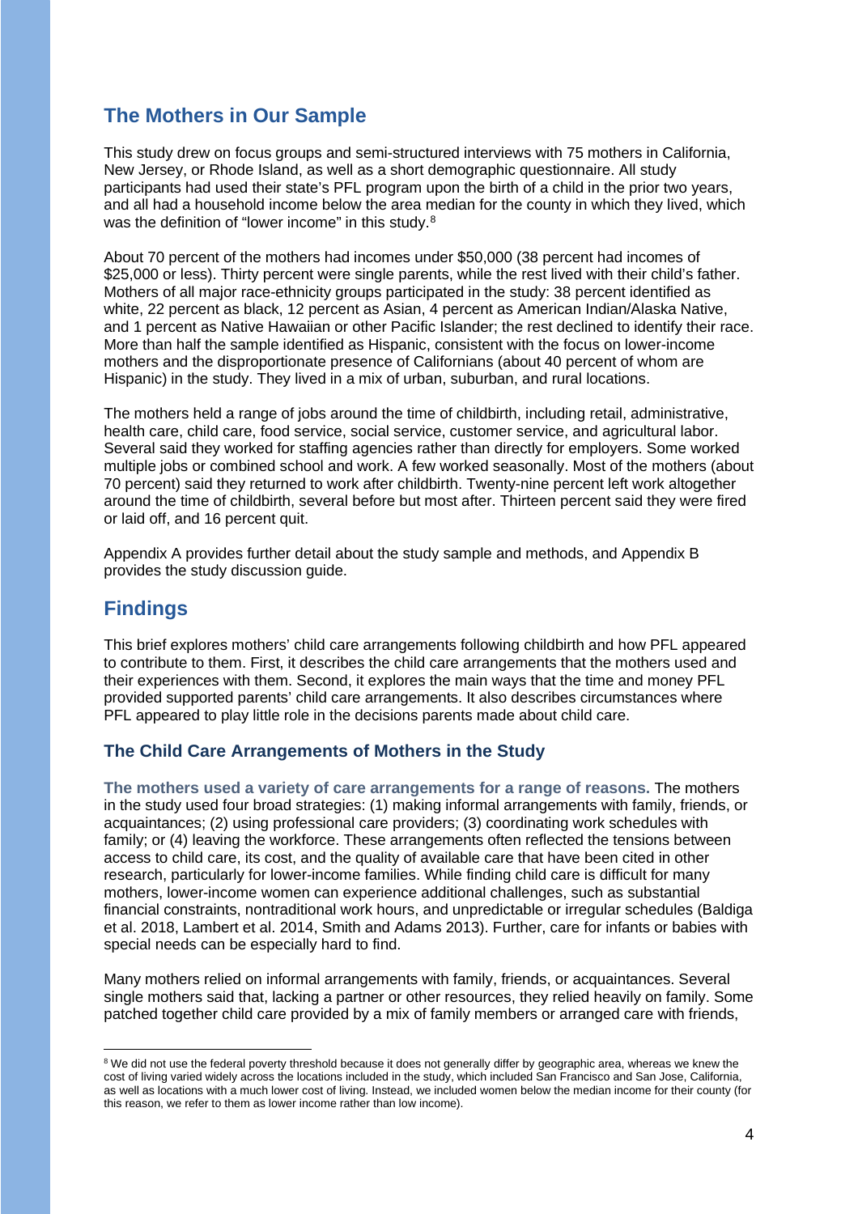## The Mothers in Our Sample

This study drew on focus groups and semi-structured interviews with 75 mothers in California, New Jersey, or Rhode Island, as well as a short demographic questionnaire. All study participants had used their state's PFL program upon the birth of a child in the prior two years, and all had a household income below the area median for the county in which they lived, which was the definition of "lower income" in this study.[8]

About 70 percent of the mothers had incomes under $50,000 (38 percent had incomes of $25,000 or less). Thirty percent were single parents, while the rest lived with their child's father. Mothers of all major race-ethnicity groups participated in the study: 38 percent identified as white, 22 percent as black, 12 percent as Asian, 4 percent as American Indian/Alaska Native, and 1 percent as Native Hawaiian or other Pacific Islander; the rest declined to identify their race. More than half the sample identified as Hispanic, consistent with the focus on lower-income mothers and the disproportionate presence of Californians (about 40 percent of whom are Hispanic) in the study. They lived in a mix of urban, suburban, and rural locations.

The mothers held a range of jobs around the time of childbirth, including retail, administrative, health care, child care, food service, social service, customer service, and agricultural labor. Several said they worked for staffing agencies rather than directly for employers. Some worked multiple jobs or combined school and work. A few worked seasonally. Most of the mothers (about 70 percent) said they returned to work after childbirth. Twenty-nine percent left work altogether around the time of childbirth, several before but most after. Thirteen percent said they were fired or laid off, and 16 percent quit.

Appendix A provides further detail about the study sample and methods, and Appendix B provides the study discussion guide.

## Findings

This brief explores mothers' child care arrangements following childbirth and how PFL appeared to contribute to them. First, it describes the child care arrangements that the mothers used and their experiences with them. Second, it explores the main ways that the time and money PFL provided supported parents' child care arrangements. It also describes circumstances where PFL appeared to play little role in the decisions parents made about child care.

### The Child Care Arrangements of Mothers in the Study

**The mothers used a variety of care arrangements for a range of reasons.** The mothers in the study used four broad strategies: (1) making informal arrangements with family, friends, or acquaintances; (2) using professional care providers; (3) coordinating work schedules with family; or (4) leaving the workforce. These arrangements often reflected the tensions between access to child care, its cost, and the quality of available care that have been cited in other research, particularly for lower-income families. While finding child care is difficult for many mothers, lower-income women can experience additional challenges, such as substantial financial constraints, nontraditional work hours, and unpredictable or irregular schedules (Baldiga et al. 2018, Lambert et al. 2014, Smith and Adams 2013). Further, care for infants or babies with special needs can be especially hard to find.

Many mothers relied on informal arrangements with family, friends, or acquaintances. Several single mothers said that, lacking a partner or other resources, they relied heavily on family. Some patched together child care provided by a mix of family members or arranged care with friends,

---

[8] We did not use the federal poverty threshold because it does not generally differ by geographic area, whereas we knew the cost of living varied widely across the locations included in the study, which included San Francisco and San Jose, California, as well as locations with a much lower cost of living. Instead, we included women below the median income for their county (for this reason, we refer to them as lower income rather than low income).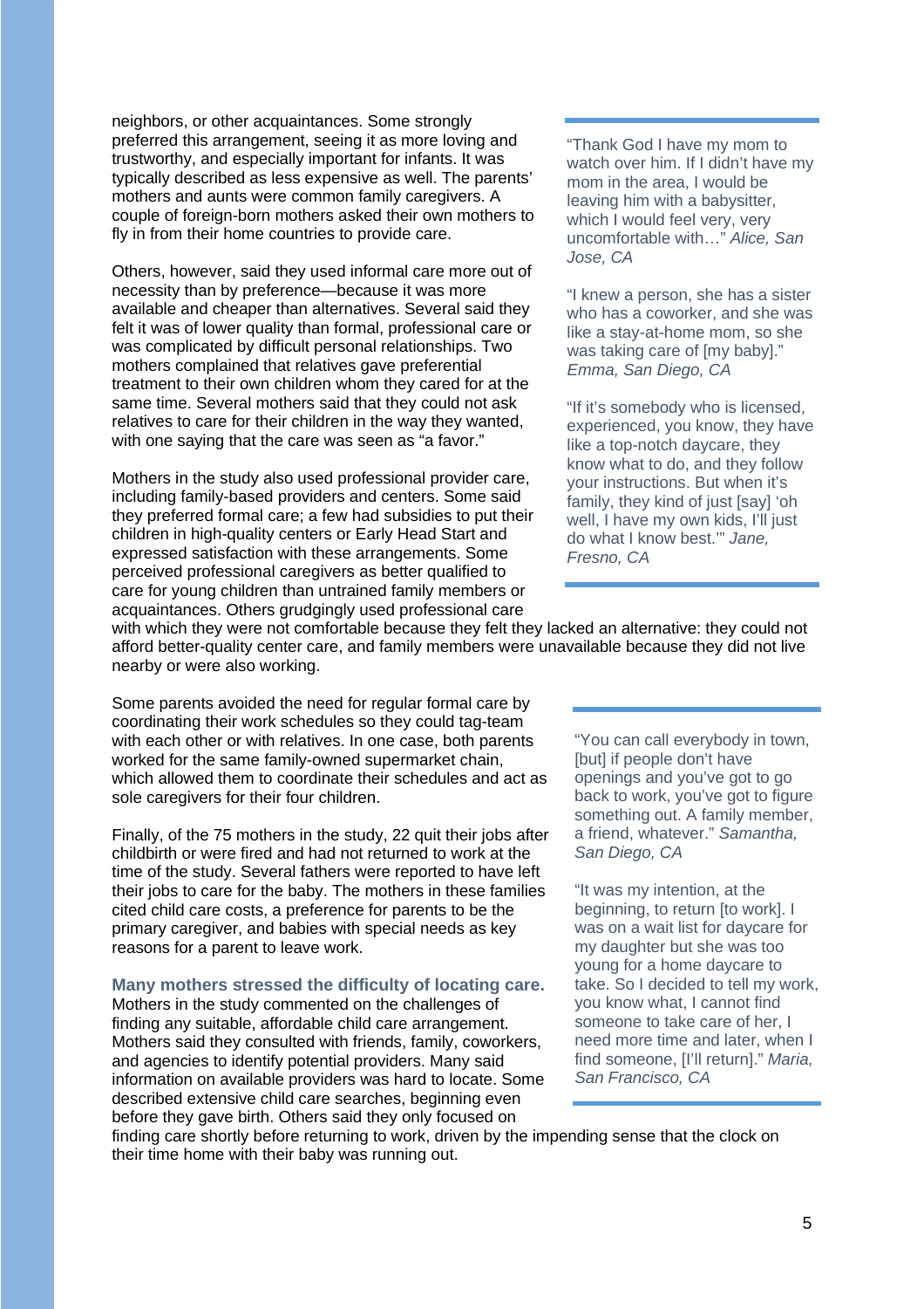neighbors, or other acquaintances. Some strongly preferred this arrangement, seeing it as more loving and trustworthy, and especially important for infants. It was typically described as less expensive as well. The parents' mothers and aunts were common family caregivers. A couple of foreign-born mothers asked their own mothers to fly in from their home countries to provide care.

Others, however, said they used informal care more out of necessity than by preference—because it was more available and cheaper than alternatives. Several said they felt it was of lower quality than formal, professional care or was complicated by difficult personal relationships. Two mothers complained that relatives gave preferential treatment to their own children whom they cared for at the same time. Several mothers said that they could not ask relatives to care for their children in the way they wanted, with one saying that the care was seen as "a favor."

Mothers in the study also used professional provider care, including family-based providers and centers. Some said they preferred formal care; a few had subsidies to put their children in high-quality centers or Early Head Start and expressed satisfaction with these arrangements. Some perceived professional caregivers as better qualified to care for young children than untrained family members or acquaintances. Others grudgingly used professional care with which they were not comfortable because they felt they lacked an alternative: they could not afford better-quality center care, and family members were unavailable because they did not live nearby or were also working.

> "Thank God I have my mom to watch over him. If I didn't have my mom in the area, I would be leaving him with a babysitter, which I would feel very, very uncomfortable with…" *Alice, San Jose, CA*
>
> "I knew a person, she has a sister who has a coworker, and she was like a stay-at-home mom, so she was taking care of [my baby]." *Emma, San Diego, CA*
>
> "If it's somebody who is licensed, experienced, you know, they have like a top-notch daycare, they know what to do, and they follow your instructions. But when it's family, they kind of just [say] 'oh well, I have my own kids, I'll just do what I know best.'" *Jane, Fresno, CA*

Some parents avoided the need for regular formal care by coordinating their work schedules so they could tag-team with each other or with relatives. In one case, both parents worked for the same family-owned supermarket chain, which allowed them to coordinate their schedules and act as sole caregivers for their four children.

Finally, of the 75 mothers in the study, 22 quit their jobs after childbirth or were fired and had not returned to work at the time of the study. Several fathers were reported to have left their jobs to care for the baby. The mothers in these families cited child care costs, a preference for parents to be the primary caregiver, and babies with special needs as key reasons for a parent to leave work.

**Many mothers stressed the difficulty of locating care.** Mothers in the study commented on the challenges of finding any suitable, affordable child care arrangement. Mothers said they consulted with friends, family, coworkers, and agencies to identify potential providers. Many said information on available providers was hard to locate. Some described extensive child care searches, beginning even before they gave birth. Others said they only focused on finding care shortly before returning to work, driven by the impending sense that the clock on their time home with their baby was running out.

> "You can call everybody in town, [but] if people don't have openings and you've got to go back to work, you've got to figure something out. A family member, a friend, whatever." *Samantha, San Diego, CA*
>
> "It was my intention, at the beginning, to return [to work]. I was on a wait list for daycare for my daughter but she was too young for a home daycare to take. So I decided to tell my work, you know what, I cannot find someone to take care of her, I need more time and later, when I find someone, [I'll return]." *Maria, San Francisco, CA*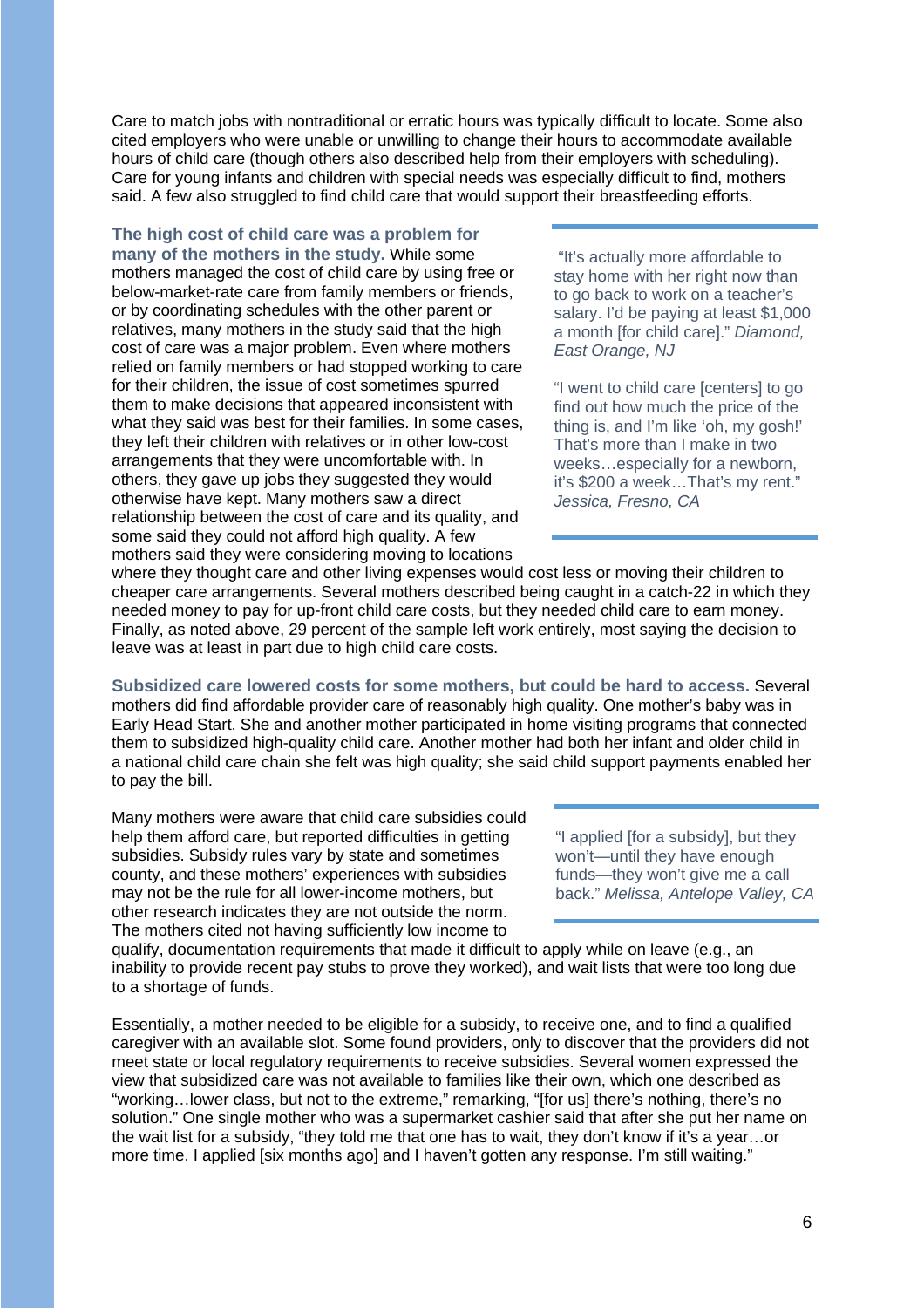Care to match jobs with nontraditional or erratic hours was typically difficult to locate. Some also cited employers who were unable or unwilling to change their hours to accommodate available hours of child care (though others also described help from their employers with scheduling). Care for young infants and children with special needs was especially difficult to find, mothers said. A few also struggled to find child care that would support their breastfeeding efforts.

**The high cost of child care was a problem for many of the mothers in the study.** While some mothers managed the cost of child care by using free or below-market-rate care from family members or friends, or by coordinating schedules with the other parent or relatives, many mothers in the study said that the high cost of care was a major problem. Even where mothers relied on family members or had stopped working to care for their children, the issue of cost sometimes spurred them to make decisions that appeared inconsistent with what they said was best for their families. In some cases, they left their children with relatives or in other low-cost arrangements that they were uncomfortable with. In others, they gave up jobs they suggested they would otherwise have kept. Many mothers saw a direct relationship between the cost of care and its quality, and some said they could not afford high quality. A few mothers said they were considering moving to locations where they thought care and other living expenses would cost less or moving their children to cheaper care arrangements. Several mothers described being caught in a catch-22 in which they needed money to pay for up-front child care costs, but they needed child care to earn money. Finally, as noted above, 29 percent of the sample left work entirely, most saying the decision to leave was at least in part due to high child care costs.

> "It's actually more affordable to stay home with her right now than to go back to work on a teacher's salary. I'd be paying at least $1,000 a month [for child care]." *Diamond, East Orange, NJ*
>
> "I went to child care [centers] to go find out how much the price of the thing is, and I'm like 'oh, my gosh!' That's more than I make in two weeks…especially for a newborn, it's $200 a week…That's my rent." *Jessica, Fresno, CA*

**Subsidized care lowered costs for some mothers, but could be hard to access.** Several mothers did find affordable provider care of reasonably high quality. One mother's baby was in Early Head Start. She and another mother participated in home visiting programs that connected them to subsidized high-quality child care. Another mother had both her infant and older child in a national child care chain she felt was high quality; she said child support payments enabled her to pay the bill.

Many mothers were aware that child care subsidies could help them afford care, but reported difficulties in getting subsidies. Subsidy rules vary by state and sometimes county, and these mothers' experiences with subsidies may not be the rule for all lower-income mothers, but other research indicates they are not outside the norm. The mothers cited not having sufficiently low income to qualify, documentation requirements that made it difficult to apply while on leave (e.g., an inability to provide recent pay stubs to prove they worked), and wait lists that were too long due to a shortage of funds.

> "I applied [for a subsidy], but they won't—until they have enough funds—they won't give me a call back." *Melissa, Antelope Valley, CA*

Essentially, a mother needed to be eligible for a subsidy, to receive one, and to find a qualified caregiver with an available slot. Some found providers, only to discover that the providers did not meet state or local regulatory requirements to receive subsidies. Several women expressed the view that subsidized care was not available to families like their own, which one described as "working…lower class, but not to the extreme," remarking, "[for us] there's nothing, there's no solution." One single mother who was a supermarket cashier said that after she put her name on the wait list for a subsidy, "they told me that one has to wait, they don't know if it's a year…or more time. I applied [six months ago] and I haven't gotten any response. I'm still waiting."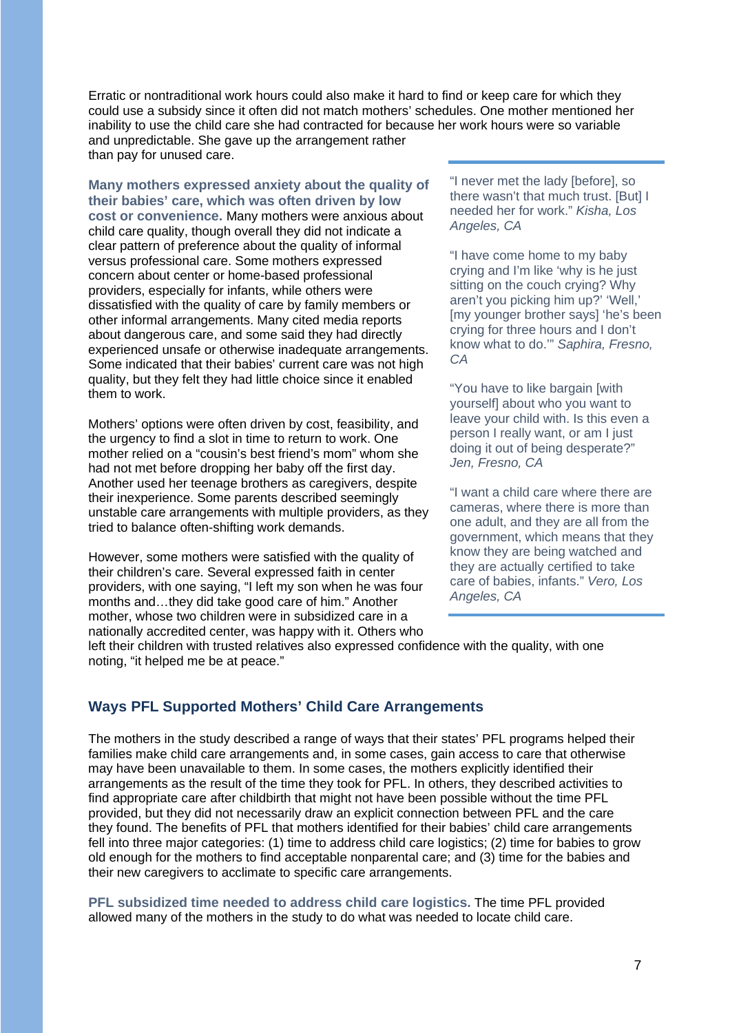Erratic or nontraditional work hours could also make it hard to find or keep care for which they could use a subsidy since it often did not match mothers' schedules. One mother mentioned her inability to use the child care she had contracted for because her work hours were so variable and unpredictable. She gave up the arrangement rather than pay for unused care.

**Many mothers expressed anxiety about the quality of their babies' care, which was often driven by low cost or convenience.** Many mothers were anxious about child care quality, though overall they did not indicate a clear pattern of preference about the quality of informal versus professional care. Some mothers expressed concern about center or home-based professional providers, especially for infants, while others were dissatisfied with the quality of care by family members or other informal arrangements. Many cited media reports about dangerous care, and some said they had directly experienced unsafe or otherwise inadequate arrangements. Some indicated that their babies' current care was not high quality, but they felt they had little choice since it enabled them to work.

Mothers' options were often driven by cost, feasibility, and the urgency to find a slot in time to return to work. One mother relied on a "cousin's best friend's mom" whom she had not met before dropping her baby off the first day. Another used her teenage brothers as caregivers, despite their inexperience. Some parents described seemingly unstable care arrangements with multiple providers, as they tried to balance often-shifting work demands.

However, some mothers were satisfied with the quality of their children's care. Several expressed faith in center providers, with one saying, "I left my son when he was four months and…they did take good care of him." Another mother, whose two children were in subsidized care in a nationally accredited center, was happy with it. Others who left their children with trusted relatives also expressed confidence with the quality, with one noting, "it helped me be at peace."

> "I never met the lady [before], so there wasn't that much trust. [But] I needed her for work." *Kisha, Los Angeles, CA*
>
> "I have come home to my baby crying and I'm like 'why is he just sitting on the couch crying? Why aren't you picking him up?' 'Well,' [my younger brother says] 'he's been crying for three hours and I don't know what to do.'" *Saphira, Fresno, CA*
>
> "You have to like bargain [with yourself] about who you want to leave your child with. Is this even a person I really want, or am I just doing it out of being desperate?" *Jen, Fresno, CA*
>
> "I want a child care where there are cameras, where there is more than one adult, and they are all from the government, which means that they know they are being watched and they are actually certified to take care of babies, infants." *Vero, Los Angeles, CA*

## Ways PFL Supported Mothers' Child Care Arrangements

The mothers in the study described a range of ways that their states' PFL programs helped their families make child care arrangements and, in some cases, gain access to care that otherwise may have been unavailable to them. In some cases, the mothers explicitly identified their arrangements as the result of the time they took for PFL. In others, they described activities to find appropriate care after childbirth that might not have been possible without the time PFL provided, but they did not necessarily draw an explicit connection between PFL and the care they found. The benefits of PFL that mothers identified for their babies' child care arrangements fell into three major categories: (1) time to address child care logistics; (2) time for babies to grow old enough for the mothers to find acceptable nonparental care; and (3) time for the babies and their new caregivers to acclimate to specific care arrangements.

**PFL subsidized time needed to address child care logistics.** The time PFL provided allowed many of the mothers in the study to do what was needed to locate child care.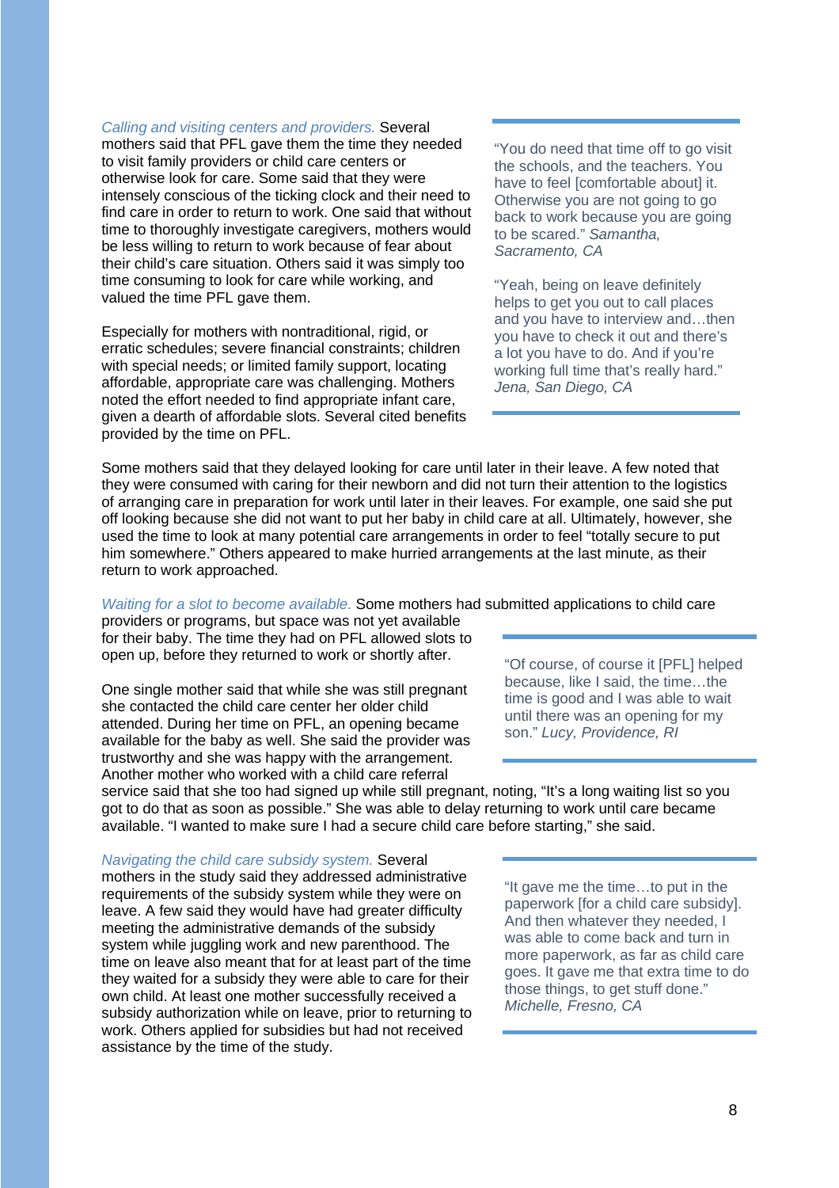*Calling and visiting centers and providers.* Several mothers said that PFL gave them the time they needed to visit family providers or child care centers or otherwise look for care. Some said that they were intensely conscious of the ticking clock and their need to find care in order to return to work. One said that without time to thoroughly investigate caregivers, mothers would be less willing to return to work because of fear about their child's care situation. Others said it was simply too time consuming to look for care while working, and valued the time PFL gave them.

Especially for mothers with nontraditional, rigid, or erratic schedules; severe financial constraints; children with special needs; or limited family support, locating affordable, appropriate care was challenging. Mothers noted the effort needed to find appropriate infant care, given a dearth of affordable slots. Several cited benefits provided by the time on PFL.

> "You do need that time off to go visit the schools, and the teachers. You have to feel [comfortable about] it. Otherwise you are not going to go back to work because you are going to be scared." *Samantha, Sacramento, CA*
>
> "Yeah, being on leave definitely helps to get you out to call places and you have to interview and…then you have to check it out and there's a lot you have to do. And if you're working full time that's really hard." *Jena, San Diego, CA*

Some mothers said that they delayed looking for care until later in their leave. A few noted that they were consumed with caring for their newborn and did not turn their attention to the logistics of arranging care in preparation for work until later in their leaves. For example, one said she put off looking because she did not want to put her baby in child care at all. Ultimately, however, she used the time to look at many potential care arrangements in order to feel "totally secure to put him somewhere." Others appeared to make hurried arrangements at the last minute, as their return to work approached.

*Waiting for a slot to become available.* Some mothers had submitted applications to child care providers or programs, but space was not yet available for their baby. The time they had on PFL allowed slots to open up, before they returned to work or shortly after.

One single mother said that while she was still pregnant she contacted the child care center her older child attended. During her time on PFL, an opening became available for the baby as well. She said the provider was trustworthy and she was happy with the arrangement. Another mother who worked with a child care referral service said that she too had signed up while still pregnant, noting, "It's a long waiting list so you got to do that as soon as possible." She was able to delay returning to work until care became available. "I wanted to make sure I had a secure child care before starting," she said.

> "Of course, of course it [PFL] helped because, like I said, the time…the time is good and I was able to wait until there was an opening for my son." *Lucy, Providence, RI*

*Navigating the child care subsidy system.* Several mothers in the study said they addressed administrative requirements of the subsidy system while they were on leave. A few said they would have had greater difficulty meeting the administrative demands of the subsidy system while juggling work and new parenthood. The time on leave also meant that for at least part of the time they waited for a subsidy they were able to care for their own child. At least one mother successfully received a subsidy authorization while on leave, prior to returning to work. Others applied for subsidies but had not received assistance by the time of the study.

> "It gave me the time…to put in the paperwork [for a child care subsidy]. And then whatever they needed, I was able to come back and turn in more paperwork, as far as child care goes. It gave me that extra time to do those things, to get stuff done." *Michelle, Fresno, CA*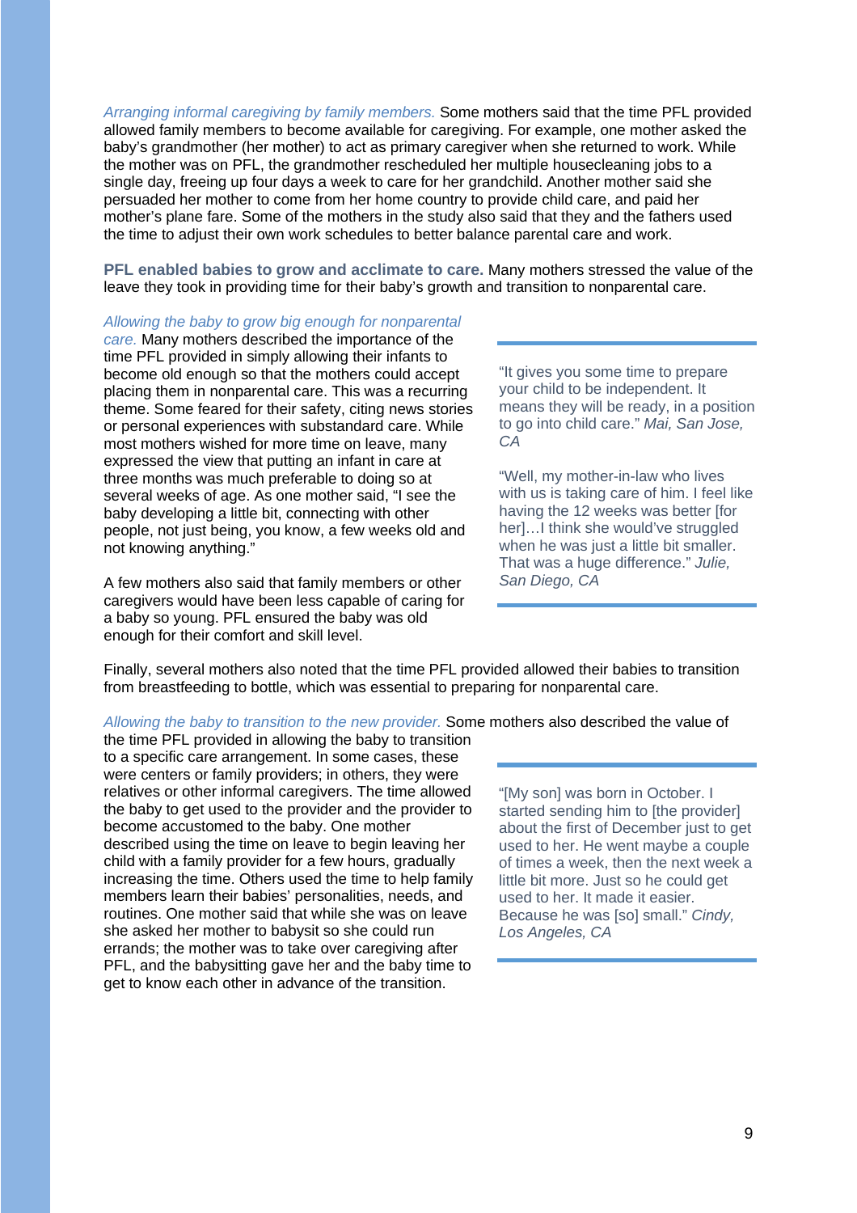*Arranging informal caregiving by family members.* Some mothers said that the time PFL provided allowed family members to become available for caregiving. For example, one mother asked the baby's grandmother (her mother) to act as primary caregiver when she returned to work. While the mother was on PFL, the grandmother rescheduled her multiple housecleaning jobs to a single day, freeing up four days a week to care for her grandchild. Another mother said she persuaded her mother to come from her home country to provide child care, and paid her mother's plane fare. Some of the mothers in the study also said that they and the fathers used the time to adjust their own work schedules to better balance parental care and work.

**PFL enabled babies to grow and acclimate to care.** Many mothers stressed the value of the leave they took in providing time for their baby's growth and transition to nonparental care.

*Allowing the baby to grow big enough for nonparental care.* Many mothers described the importance of the time PFL provided in simply allowing their infants to become old enough so that the mothers could accept placing them in nonparental care. This was a recurring theme. Some feared for their safety, citing news stories or personal experiences with substandard care. While most mothers wished for more time on leave, many expressed the view that putting an infant in care at three months was much preferable to doing so at several weeks of age. As one mother said, "I see the baby developing a little bit, connecting with other people, not just being, you know, a few weeks old and not knowing anything."

A few mothers also said that family members or other caregivers would have been less capable of caring for a baby so young. PFL ensured the baby was old enough for their comfort and skill level.

> "It gives you some time to prepare your child to be independent. It means they will be ready, in a position to go into child care." *Mai, San Jose, CA*
>
> "Well, my mother-in-law who lives with us is taking care of him. I feel like having the 12 weeks was better [for her]…I think she would've struggled when he was just a little bit smaller. That was a huge difference." *Julie, San Diego, CA*

Finally, several mothers also noted that the time PFL provided allowed their babies to transition from breastfeeding to bottle, which was essential to preparing for nonparental care.

*Allowing the baby to transition to the new provider.* Some mothers also described the value of the time PFL provided in allowing the baby to transition to a specific care arrangement. In some cases, these were centers or family providers; in others, they were relatives or other informal caregivers. The time allowed the baby to get used to the provider and the provider to become accustomed to the baby. One mother described using the time on leave to begin leaving her child with a family provider for a few hours, gradually increasing the time. Others used the time to help family members learn their babies' personalities, needs, and routines. One mother said that while she was on leave she asked her mother to babysit so she could run errands; the mother was to take over caregiving after PFL, and the babysitting gave her and the baby time to get to know each other in advance of the transition.

> "[My son] was born in October. I started sending him to [the provider] about the first of December just to get used to her. He went maybe a couple of times a week, then the next week a little bit more. Just so he could get used to her. It made it easier. Because he was [so] small." *Cindy, Los Angeles, CA*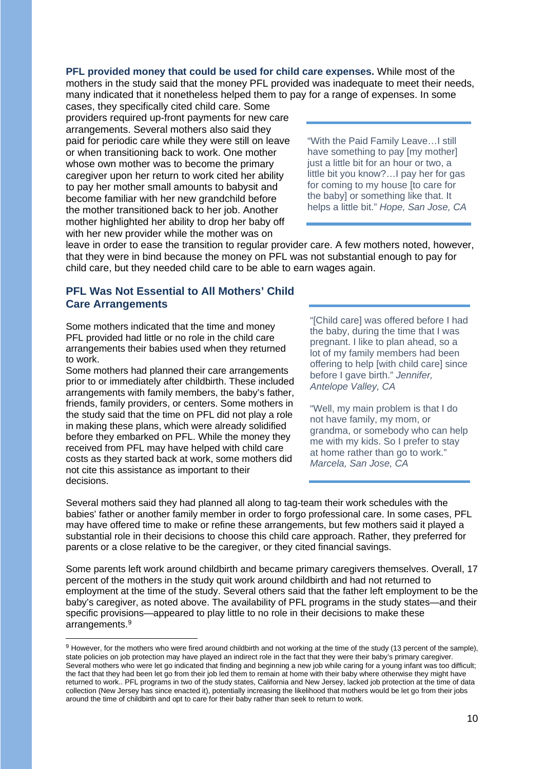**PFL provided money that could be used for child care expenses.** While most of the mothers in the study said that the money PFL provided was inadequate to meet their needs, many indicated that it nonetheless helped them to pay for a range of expenses. In some cases, they specifically cited child care. Some providers required up-front payments for new care arrangements. Several mothers also said they paid for periodic care while they were still on leave or when transitioning back to work. One mother whose own mother was to become the primary caregiver upon her return to work cited her ability to pay her mother small amounts to babysit and become familiar with her new grandchild before the mother transitioned back to her job. Another mother highlighted her ability to drop her baby off with her new provider while the mother was on leave in order to ease the transition to regular provider care. A few mothers noted, however, that they were in bind because the money on PFL was not substantial enough to pay for child care, but they needed child care to be able to earn wages again.

> "With the Paid Family Leave…I still have something to pay [my mother] just a little bit for an hour or two, a little bit you know?…I pay her for gas for coming to my house [to care for the baby] or something like that. It helps a little bit." *Hope, San Jose, CA*

## PFL Was Not Essential to All Mothers' Child Care Arrangements

Some mothers indicated that the time and money PFL provided had little or no role in the child care arrangements their babies used when they returned to work.

Some mothers had planned their care arrangements prior to or immediately after childbirth. These included arrangements with family members, the baby's father, friends, family providers, or centers. Some mothers in the study said that the time on PFL did not play a role in making these plans, which were already solidified before they embarked on PFL. While the money they received from PFL may have helped with child care costs as they started back at work, some mothers did not cite this assistance as important to their decisions.

> "[Child care] was offered before I had the baby, during the time that I was pregnant. I like to plan ahead, so a lot of my family members had been offering to help [with child care] since before I gave birth." *Jennifer, Antelope Valley, CA*
>
> "Well, my main problem is that I do not have family, my mom, or grandma, or somebody who can help me with my kids. So I prefer to stay at home rather than go to work." *Marcela, San Jose, CA*

Several mothers said they had planned all along to tag-team their work schedules with the babies' father or another family member in order to forgo professional care. In some cases, PFL may have offered time to make or refine these arrangements, but few mothers said it played a substantial role in their decisions to choose this child care approach. Rather, they preferred for parents or a close relative to be the caregiver, or they cited financial savings.

Some parents left work around childbirth and became primary caregivers themselves. Overall, 17 percent of the mothers in the study quit work around childbirth and had not returned to employment at the time of the study. Several others said that the father left employment to be the baby's caregiver, as noted above. The availability of PFL programs in the study states—and their specific provisions—appeared to play little to no role in their decisions to make these arrangements.[9]

---

[9] However, for the mothers who were fired around childbirth and not working at the time of the study (13 percent of the sample), state policies on job protection may have played an indirect role in the fact that they were their baby's primary caregiver. Several mothers who were let go indicated that finding and beginning a new job while caring for a young infant was too difficult; the fact that they had been let go from their job led them to remain at home with their baby where otherwise they might have returned to work.. PFL programs in two of the study states, California and New Jersey, lacked job protection at the time of data collection (New Jersey has since enacted it), potentially increasing the likelihood that mothers would be let go from their jobs around the time of childbirth and opt to care for their baby rather than seek to return to work.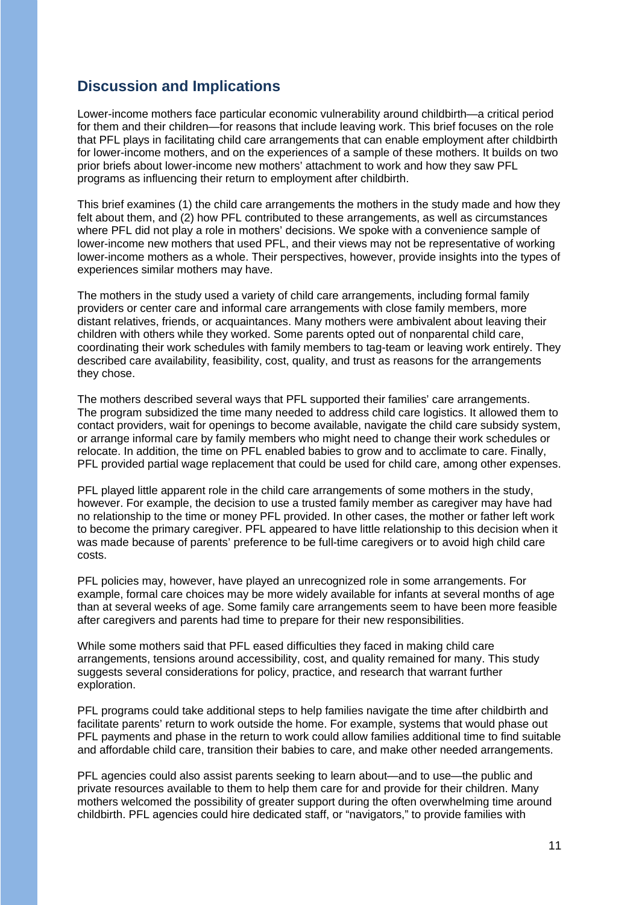## Discussion and Implications

Lower-income mothers face particular economic vulnerability around childbirth—a critical period for them and their children—for reasons that include leaving work. This brief focuses on the role that PFL plays in facilitating child care arrangements that can enable employment after childbirth for lower-income mothers, and on the experiences of a sample of these mothers. It builds on two prior briefs about lower-income new mothers' attachment to work and how they saw PFL programs as influencing their return to employment after childbirth.

This brief examines (1) the child care arrangements the mothers in the study made and how they felt about them, and (2) how PFL contributed to these arrangements, as well as circumstances where PFL did not play a role in mothers' decisions. We spoke with a convenience sample of lower-income new mothers that used PFL, and their views may not be representative of working lower-income mothers as a whole. Their perspectives, however, provide insights into the types of experiences similar mothers may have.

The mothers in the study used a variety of child care arrangements, including formal family providers or center care and informal care arrangements with close family members, more distant relatives, friends, or acquaintances. Many mothers were ambivalent about leaving their children with others while they worked. Some parents opted out of nonparental child care, coordinating their work schedules with family members to tag-team or leaving work entirely. They described care availability, feasibility, cost, quality, and trust as reasons for the arrangements they chose.

The mothers described several ways that PFL supported their families' care arrangements. The program subsidized the time many needed to address child care logistics. It allowed them to contact providers, wait for openings to become available, navigate the child care subsidy system, or arrange informal care by family members who might need to change their work schedules or relocate. In addition, the time on PFL enabled babies to grow and to acclimate to care. Finally, PFL provided partial wage replacement that could be used for child care, among other expenses.

PFL played little apparent role in the child care arrangements of some mothers in the study, however. For example, the decision to use a trusted family member as caregiver may have had no relationship to the time or money PFL provided. In other cases, the mother or father left work to become the primary caregiver. PFL appeared to have little relationship to this decision when it was made because of parents' preference to be full-time caregivers or to avoid high child care costs.

PFL policies may, however, have played an unrecognized role in some arrangements. For example, formal care choices may be more widely available for infants at several months of age than at several weeks of age. Some family care arrangements seem to have been more feasible after caregivers and parents had time to prepare for their new responsibilities.

While some mothers said that PFL eased difficulties they faced in making child care arrangements, tensions around accessibility, cost, and quality remained for many. This study suggests several considerations for policy, practice, and research that warrant further exploration.

PFL programs could take additional steps to help families navigate the time after childbirth and facilitate parents' return to work outside the home. For example, systems that would phase out PFL payments and phase in the return to work could allow families additional time to find suitable and affordable child care, transition their babies to care, and make other needed arrangements.

PFL agencies could also assist parents seeking to learn about—and to use—the public and private resources available to them to help them care for and provide for their children. Many mothers welcomed the possibility of greater support during the often overwhelming time around childbirth. PFL agencies could hire dedicated staff, or "navigators," to provide families with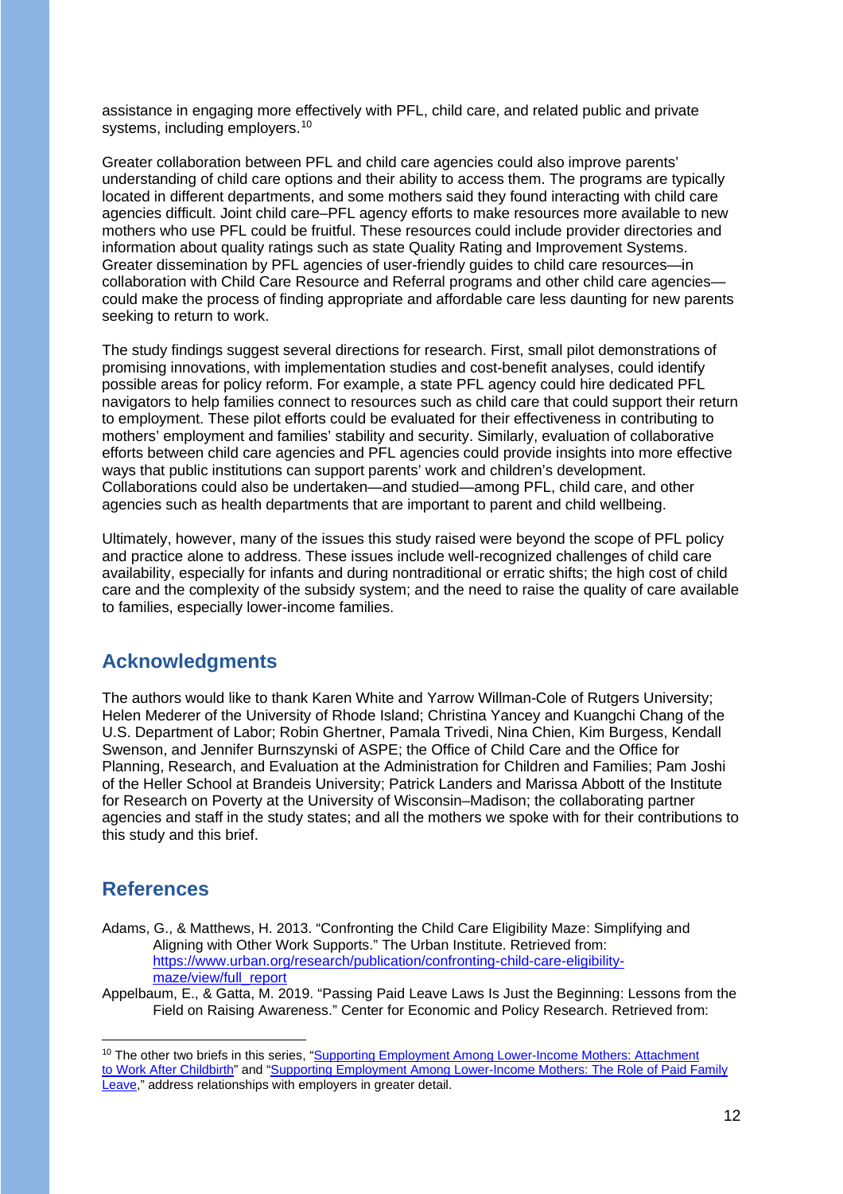assistance in engaging more effectively with PFL, child care, and related public and private systems, including employers.[10]

Greater collaboration between PFL and child care agencies could also improve parents' understanding of child care options and their ability to access them. The programs are typically located in different departments, and some mothers said they found interacting with child care agencies difficult. Joint child care–PFL agency efforts to make resources more available to new mothers who use PFL could be fruitful. These resources could include provider directories and information about quality ratings such as state Quality Rating and Improvement Systems. Greater dissemination by PFL agencies of user-friendly guides to child care resources—in collaboration with Child Care Resource and Referral programs and other child care agencies—could make the process of finding appropriate and affordable care less daunting for new parents seeking to return to work.

The study findings suggest several directions for research. First, small pilot demonstrations of promising innovations, with implementation studies and cost-benefit analyses, could identify possible areas for policy reform. For example, a state PFL agency could hire dedicated PFL navigators to help families connect to resources such as child care that could support their return to employment. These pilot efforts could be evaluated for their effectiveness in contributing to mothers' employment and families' stability and security. Similarly, evaluation of collaborative efforts between child care agencies and PFL agencies could provide insights into more effective ways that public institutions can support parents' work and children's development. Collaborations could also be undertaken—and studied—among PFL, child care, and other agencies such as health departments that are important to parent and child wellbeing.

Ultimately, however, many of the issues this study raised were beyond the scope of PFL policy and practice alone to address. These issues include well-recognized challenges of child care availability, especially for infants and during nontraditional or erratic shifts; the high cost of child care and the complexity of the subsidy system; and the need to raise the quality of care available to families, especially lower-income families.

## Acknowledgments

The authors would like to thank Karen White and Yarrow Willman-Cole of Rutgers University; Helen Mederer of the University of Rhode Island; Christina Yancey and Kuangchi Chang of the U.S. Department of Labor; Robin Ghertner, Pamala Trivedi, Nina Chien, Kim Burgess, Kendall Swenson, and Jennifer Burnszynski of ASPE; the Office of Child Care and the Office for Planning, Research, and Evaluation at the Administration for Children and Families; Pam Joshi of the Heller School at Brandeis University; Patrick Landers and Marissa Abbott of the Institute for Research on Poverty at the University of Wisconsin–Madison; the collaborating partner agencies and staff in the study states; and all the mothers we spoke with for their contributions to this study and this brief.

## References

Adams, G., & Matthews, H. 2013. "Confronting the Child Care Eligibility Maze: Simplifying and Aligning with Other Work Supports." The Urban Institute. Retrieved from: https://www.urban.org/research/publication/confronting-child-care-eligibility-maze/view/full_report

Appelbaum, E., & Gatta, M. 2019. "Passing Paid Leave Laws Is Just the Beginning: Lessons from the Field on Raising Awareness." Center for Economic and Policy Research. Retrieved from:

---

[10] The other two briefs in this series, "Supporting Employment Among Lower-Income Mothers: Attachment to Work After Childbirth" and "Supporting Employment Among Lower-Income Mothers: The Role of Paid Family Leave," address relationships with employers in greater detail.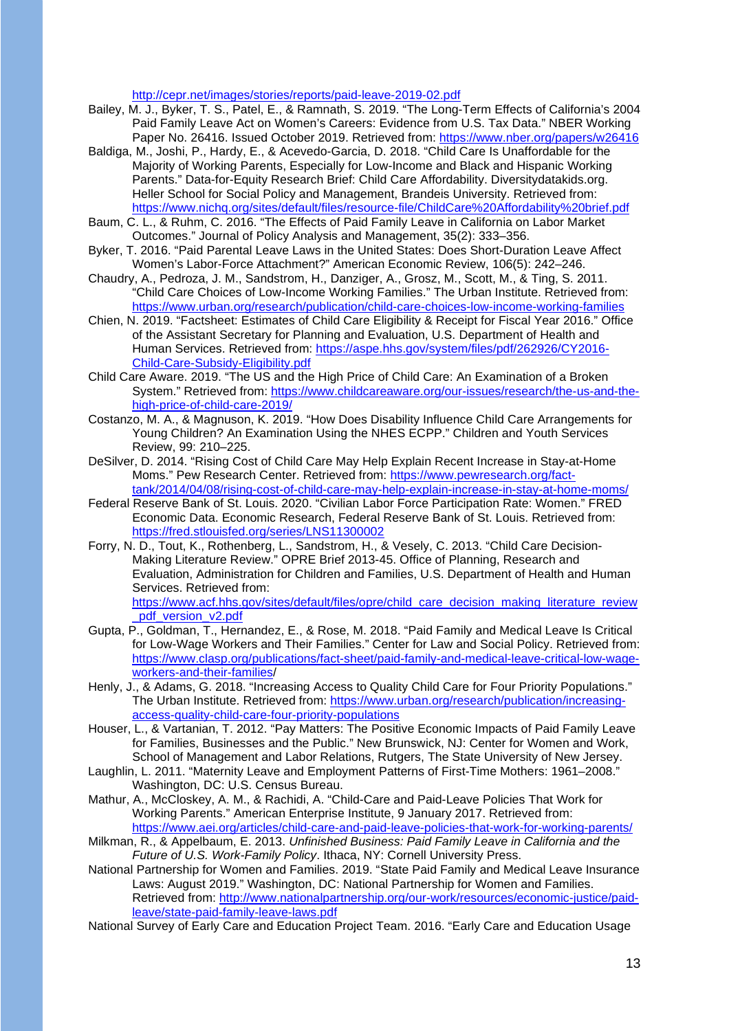http://cepr.net/images/stories/reports/paid-leave-2019-02.pdf

Bailey, M. J., Byker, T. S., Patel, E., & Ramnath, S. 2019. "The Long-Term Effects of California's 2004 Paid Family Leave Act on Women's Careers: Evidence from U.S. Tax Data." NBER Working Paper No. 26416. Issued October 2019. Retrieved from: https://www.nber.org/papers/w26416

Baldiga, M., Joshi, P., Hardy, E., & Acevedo-Garcia, D. 2018. "Child Care Is Unaffordable for the Majority of Working Parents, Especially for Low-Income and Black and Hispanic Working Parents." Data-for-Equity Research Brief: Child Care Affordability. Diversitydatakids.org. Heller School for Social Policy and Management, Brandeis University. Retrieved from: https://www.nichq.org/sites/default/files/resource-file/ChildCare%20Affordability%20brief.pdf

Baum, C. L., & Ruhm, C. 2016. "The Effects of Paid Family Leave in California on Labor Market Outcomes." Journal of Policy Analysis and Management, 35(2): 333–356.

Byker, T. 2016. "Paid Parental Leave Laws in the United States: Does Short-Duration Leave Affect Women's Labor-Force Attachment?" American Economic Review, 106(5): 242–246.

Chaudry, A., Pedroza, J. M., Sandstrom, H., Danziger, A., Grosz, M., Scott, M., & Ting, S. 2011. "Child Care Choices of Low-Income Working Families." The Urban Institute. Retrieved from: https://www.urban.org/research/publication/child-care-choices-low-income-working-families

Chien, N. 2019. "Factsheet: Estimates of Child Care Eligibility & Receipt for Fiscal Year 2016." Office of the Assistant Secretary for Planning and Evaluation, U.S. Department of Health and Human Services. Retrieved from: https://aspe.hhs.gov/system/files/pdf/262926/CY2016-Child-Care-Subsidy-Eligibility.pdf

Child Care Aware. 2019. "The US and the High Price of Child Care: An Examination of a Broken System." Retrieved from: https://www.childcareaware.org/our-issues/research/the-us-and-the-high-price-of-child-care-2019/

Costanzo, M. A., & Magnuson, K. 2019. "How Does Disability Influence Child Care Arrangements for Young Children? An Examination Using the NHES ECPP." Children and Youth Services Review, 99: 210–225.

DeSilver, D. 2014. "Rising Cost of Child Care May Help Explain Recent Increase in Stay-at-Home Moms." Pew Research Center. Retrieved from: https://www.pewresearch.org/fact-tank/2014/04/08/rising-cost-of-child-care-may-help-explain-increase-in-stay-at-home-moms/

Federal Reserve Bank of St. Louis. 2020. "Civilian Labor Force Participation Rate: Women." FRED Economic Data. Economic Research, Federal Reserve Bank of St. Louis. Retrieved from: https://fred.stlouisfed.org/series/LNS11300002

Forry, N. D., Tout, K., Rothenberg, L., Sandstrom, H., & Vesely, C. 2013. "Child Care Decision-Making Literature Review." OPRE Brief 2013-45. Office of Planning, Research and Evaluation, Administration for Children and Families, U.S. Department of Health and Human Services. Retrieved from: https://www.acf.hhs.gov/sites/default/files/opre/child_care_decision_making_literature_review_pdf_version_v2.pdf

Gupta, P., Goldman, T., Hernandez, E., & Rose, M. 2018. "Paid Family and Medical Leave Is Critical for Low-Wage Workers and Their Families." Center for Law and Social Policy. Retrieved from: https://www.clasp.org/publications/fact-sheet/paid-family-and-medical-leave-critical-low-wage-workers-and-their-families/

Henly, J., & Adams, G. 2018. "Increasing Access to Quality Child Care for Four Priority Populations." The Urban Institute. Retrieved from: https://www.urban.org/research/publication/increasing-access-quality-child-care-four-priority-populations

Houser, L., & Vartanian, T. 2012. "Pay Matters: The Positive Economic Impacts of Paid Family Leave for Families, Businesses and the Public." New Brunswick, NJ: Center for Women and Work, School of Management and Labor Relations, Rutgers, The State University of New Jersey.

Laughlin, L. 2011. "Maternity Leave and Employment Patterns of First-Time Mothers: 1961–2008." Washington, DC: U.S. Census Bureau.

Mathur, A., McCloskey, A. M., & Rachidi, A. "Child-Care and Paid-Leave Policies That Work for Working Parents." American Enterprise Institute, 9 January 2017. Retrieved from: https://www.aei.org/articles/child-care-and-paid-leave-policies-that-work-for-working-parents/

Milkman, R., & Appelbaum, E. 2013. *Unfinished Business: Paid Family Leave in California and the Future of U.S. Work-Family Policy*. Ithaca, NY: Cornell University Press.

National Partnership for Women and Families. 2019. "State Paid Family and Medical Leave Insurance Laws: August 2019." Washington, DC: National Partnership for Women and Families. Retrieved from: http://www.nationalpartnership.org/our-work/resources/economic-justice/paid-leave/state-paid-family-leave-laws.pdf

National Survey of Early Care and Education Project Team. 2016. "Early Care and Education Usage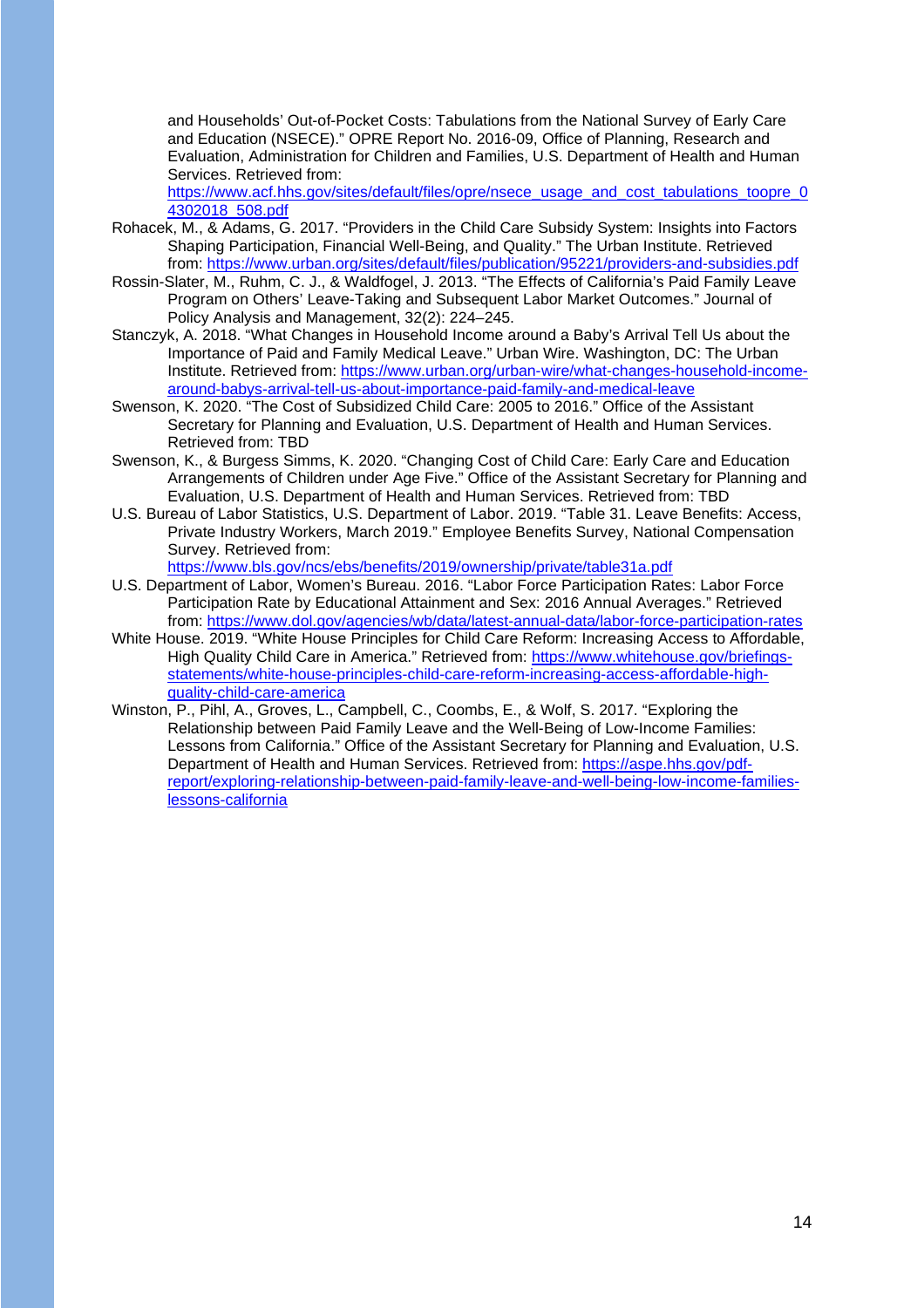and Households' Out-of-Pocket Costs: Tabulations from the National Survey of Early Care and Education (NSECE)." OPRE Report No. 2016-09, Office of Planning, Research and Evaluation, Administration for Children and Families, U.S. Department of Health and Human Services. Retrieved from: https://www.acf.hhs.gov/sites/default/files/opre/nsece_usage_and_cost_tabulations_toopre_04302018_508.pdf

Rohacek, M., & Adams, G. 2017. "Providers in the Child Care Subsidy System: Insights into Factors Shaping Participation, Financial Well-Being, and Quality." The Urban Institute. Retrieved from: https://www.urban.org/sites/default/files/publication/95221/providers-and-subsidies.pdf

Rossin-Slater, M., Ruhm, C. J., & Waldfogel, J. 2013. "The Effects of California's Paid Family Leave Program on Others' Leave-Taking and Subsequent Labor Market Outcomes." Journal of Policy Analysis and Management, 32(2): 224–245.

Stanczyk, A. 2018. "What Changes in Household Income around a Baby's Arrival Tell Us about the Importance of Paid and Family Medical Leave." Urban Wire. Washington, DC: The Urban Institute. Retrieved from: https://www.urban.org/urban-wire/what-changes-household-income-around-babys-arrival-tell-us-about-importance-paid-family-and-medical-leave

Swenson, K. 2020. "The Cost of Subsidized Child Care: 2005 to 2016." Office of the Assistant Secretary for Planning and Evaluation, U.S. Department of Health and Human Services. Retrieved from: TBD

Swenson, K., & Burgess Simms, K. 2020. "Changing Cost of Child Care: Early Care and Education Arrangements of Children under Age Five." Office of the Assistant Secretary for Planning and Evaluation, U.S. Department of Health and Human Services. Retrieved from: TBD

U.S. Bureau of Labor Statistics, U.S. Department of Labor. 2019. "Table 31. Leave Benefits: Access, Private Industry Workers, March 2019." Employee Benefits Survey, National Compensation Survey. Retrieved from: https://www.bls.gov/ncs/ebs/benefits/2019/ownership/private/table31a.pdf

U.S. Department of Labor, Women's Bureau. 2016. "Labor Force Participation Rates: Labor Force Participation Rate by Educational Attainment and Sex: 2016 Annual Averages." Retrieved from: https://www.dol.gov/agencies/wb/data/latest-annual-data/labor-force-participation-rates

White House. 2019. "White House Principles for Child Care Reform: Increasing Access to Affordable, High Quality Child Care in America." Retrieved from: https://www.whitehouse.gov/briefings-statements/white-house-principles-child-care-reform-increasing-access-affordable-high-quality-child-care-america

Winston, P., Pihl, A., Groves, L., Campbell, C., Coombs, E., & Wolf, S. 2017. "Exploring the Relationship between Paid Family Leave and the Well-Being of Low-Income Families: Lessons from California." Office of the Assistant Secretary for Planning and Evaluation, U.S. Department of Health and Human Services. Retrieved from: https://aspe.hhs.gov/pdf-report/exploring-relationship-between-paid-family-leave-and-well-being-low-income-families-lessons-california